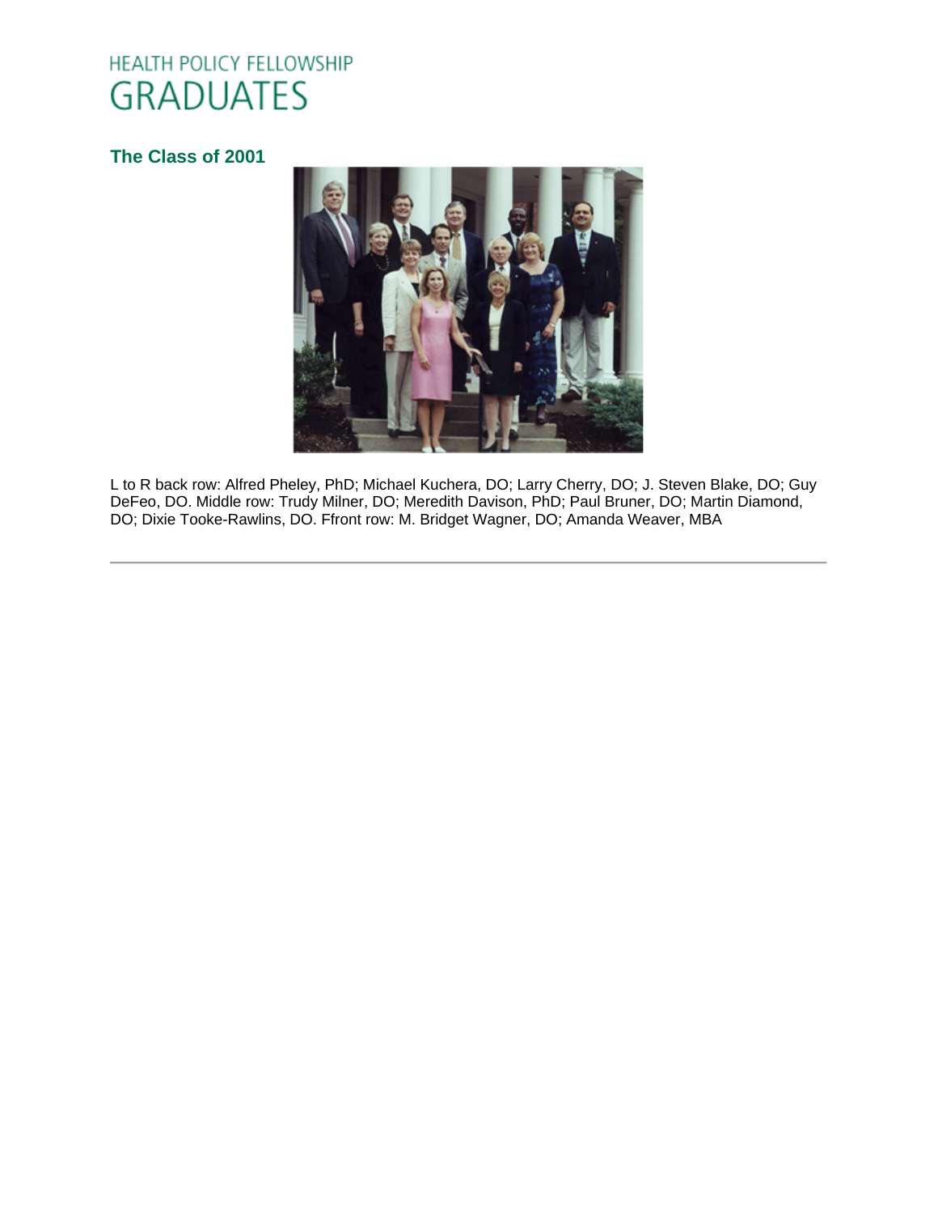HEALTH POLICY FELLOWSHIP

# GRADUATES

### The Class of 2001

L to R back row: Alfred Pheley, PhD; Michael Kuchera, DO; Larry Cherry, DO; J. Steven Blake, DO; Guy DeFeo, DO. Middle row: Trudy Milner, DO; Meredith Davison, PhD; Paul Bruner, DO; Martin Diamond, DO; Dixie Tooke-Rawlins, DO. Ffront row: M. Bridget Wagner, DO; Amanda Weaver, MBA

---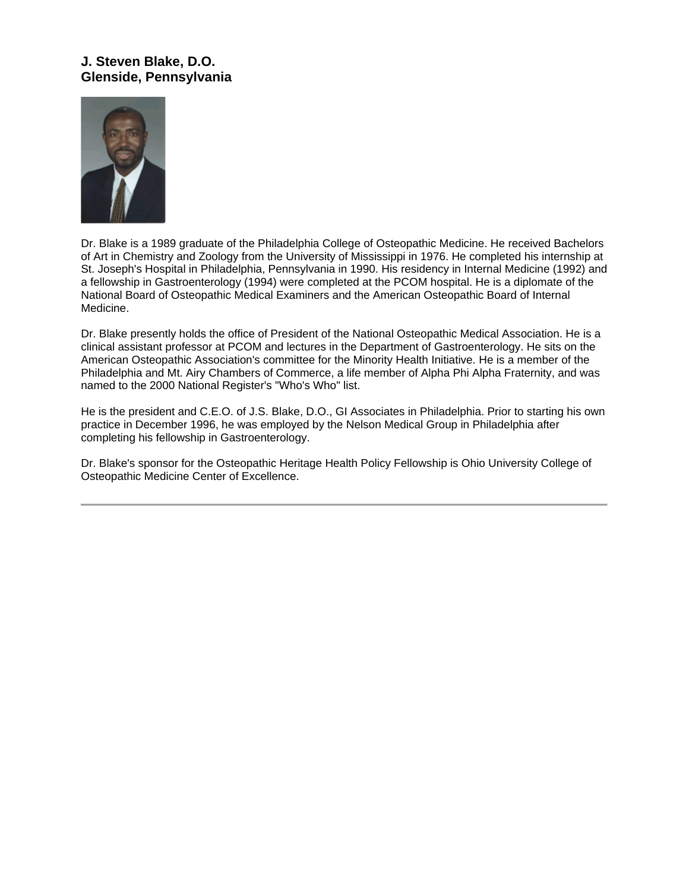**J. Steven Blake, D.O.**
**Glenside, Pennsylvania**

Dr. Blake is a 1989 graduate of the Philadelphia College of Osteopathic Medicine. He received Bachelors of Art in Chemistry and Zoology from the University of Mississippi in 1976. He completed his internship at St. Joseph's Hospital in Philadelphia, Pennsylvania in 1990. His residency in Internal Medicine (1992) and a fellowship in Gastroenterology (1994) were completed at the PCOM hospital. He is a diplomate of the National Board of Osteopathic Medical Examiners and the American Osteopathic Board of Internal Medicine.

Dr. Blake presently holds the office of President of the National Osteopathic Medical Association. He is a clinical assistant professor at PCOM and lectures in the Department of Gastroenterology. He sits on the American Osteopathic Association's committee for the Minority Health Initiative. He is a member of the Philadelphia and Mt. Airy Chambers of Commerce, a life member of Alpha Phi Alpha Fraternity, and was named to the 2000 National Register's "Who's Who" list.

He is the president and C.E.O. of J.S. Blake, D.O., GI Associates in Philadelphia. Prior to starting his own practice in December 1996, he was employed by the Nelson Medical Group in Philadelphia after completing his fellowship in Gastroenterology.

Dr. Blake's sponsor for the Osteopathic Heritage Health Policy Fellowship is Ohio University College of Osteopathic Medicine Center of Excellence.

---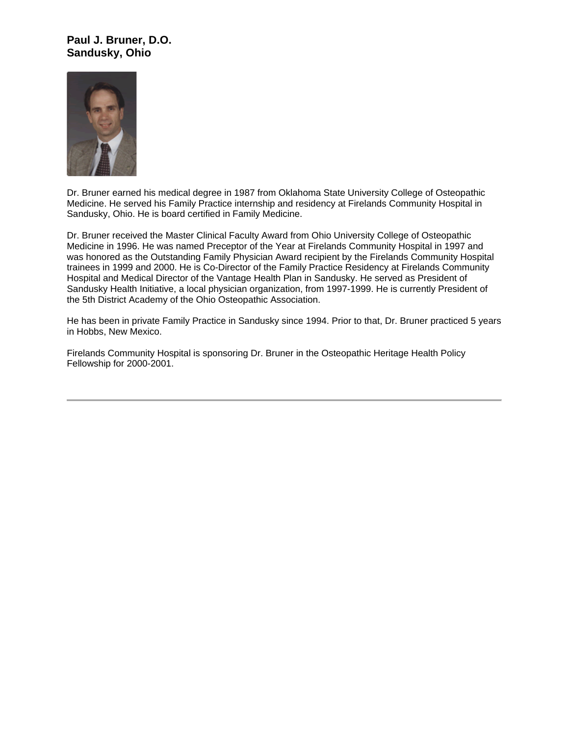**Paul J. Bruner, D.O.**
**Sandusky, Ohio**

Dr. Bruner earned his medical degree in 1987 from Oklahoma State University College of Osteopathic Medicine. He served his Family Practice internship and residency at Firelands Community Hospital in Sandusky, Ohio. He is board certified in Family Medicine.

Dr. Bruner received the Master Clinical Faculty Award from Ohio University College of Osteopathic Medicine in 1996. He was named Preceptor of the Year at Firelands Community Hospital in 1997 and was honored as the Outstanding Family Physician Award recipient by the Firelands Community Hospital trainees in 1999 and 2000. He is Co-Director of the Family Practice Residency at Firelands Community Hospital and Medical Director of the Vantage Health Plan in Sandusky. He served as President of Sandusky Health Initiative, a local physician organization, from 1997-1999. He is currently President of the 5th District Academy of the Ohio Osteopathic Association.

He has been in private Family Practice in Sandusky since 1994. Prior to that, Dr. Bruner practiced 5 years in Hobbs, New Mexico.

Firelands Community Hospital is sponsoring Dr. Bruner in the Osteopathic Heritage Health Policy Fellowship for 2000-2001.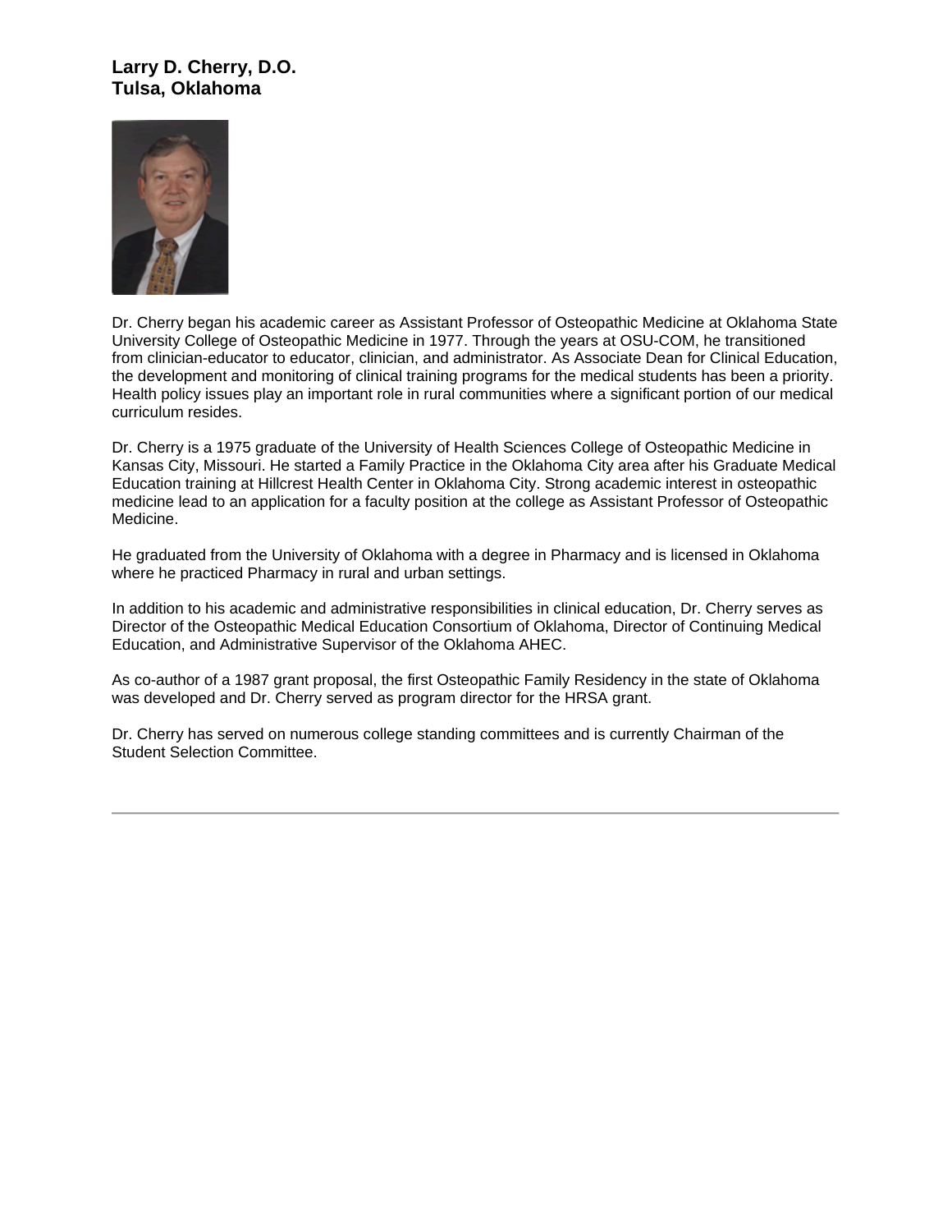**Larry D. Cherry, D.O.**
**Tulsa, Oklahoma**

Dr. Cherry began his academic career as Assistant Professor of Osteopathic Medicine at Oklahoma State University College of Osteopathic Medicine in 1977. Through the years at OSU-COM, he transitioned from clinician-educator to educator, clinician, and administrator. As Associate Dean for Clinical Education, the development and monitoring of clinical training programs for the medical students has been a priority. Health policy issues play an important role in rural communities where a significant portion of our medical curriculum resides.

Dr. Cherry is a 1975 graduate of the University of Health Sciences College of Osteopathic Medicine in Kansas City, Missouri. He started a Family Practice in the Oklahoma City area after his Graduate Medical Education training at Hillcrest Health Center in Oklahoma City. Strong academic interest in osteopathic medicine lead to an application for a faculty position at the college as Assistant Professor of Osteopathic Medicine.

He graduated from the University of Oklahoma with a degree in Pharmacy and is licensed in Oklahoma where he practiced Pharmacy in rural and urban settings.

In addition to his academic and administrative responsibilities in clinical education, Dr. Cherry serves as Director of the Osteopathic Medical Education Consortium of Oklahoma, Director of Continuing Medical Education, and Administrative Supervisor of the Oklahoma AHEC.

As co-author of a 1987 grant proposal, the first Osteopathic Family Residency in the state of Oklahoma was developed and Dr. Cherry served as program director for the HRSA grant.

Dr. Cherry has served on numerous college standing committees and is currently Chairman of the Student Selection Committee.

---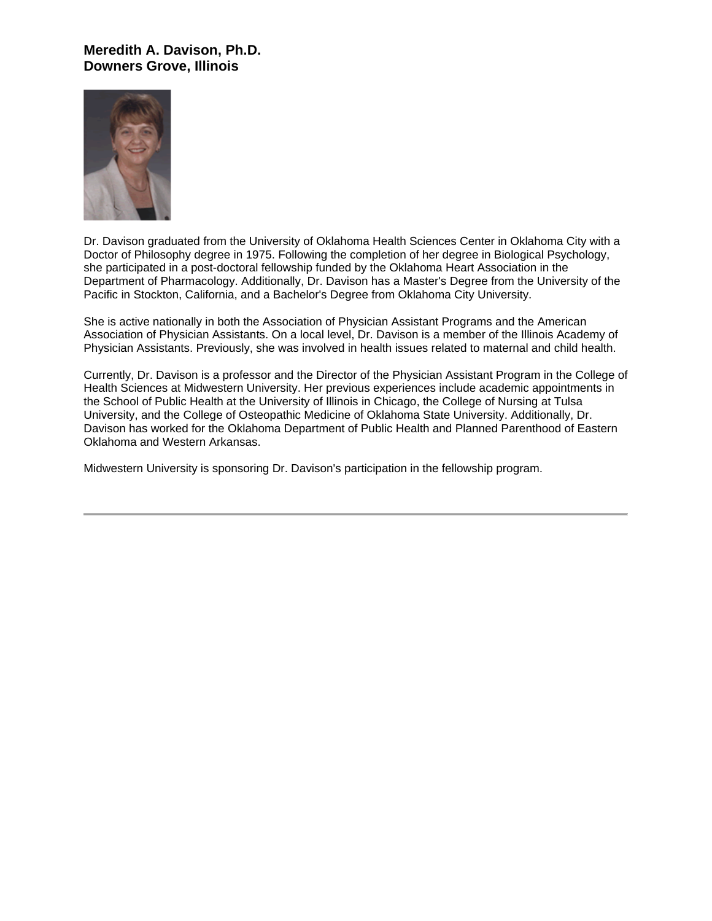**Meredith A. Davison, Ph.D.**
**Downers Grove, Illinois**

Dr. Davison graduated from the University of Oklahoma Health Sciences Center in Oklahoma City with a Doctor of Philosophy degree in 1975. Following the completion of her degree in Biological Psychology, she participated in a post-doctoral fellowship funded by the Oklahoma Heart Association in the Department of Pharmacology. Additionally, Dr. Davison has a Master's Degree from the University of the Pacific in Stockton, California, and a Bachelor's Degree from Oklahoma City University.

She is active nationally in both the Association of Physician Assistant Programs and the American Association of Physician Assistants. On a local level, Dr. Davison is a member of the Illinois Academy of Physician Assistants. Previously, she was involved in health issues related to maternal and child health.

Currently, Dr. Davison is a professor and the Director of the Physician Assistant Program in the College of Health Sciences at Midwestern University. Her previous experiences include academic appointments in the School of Public Health at the University of Illinois in Chicago, the College of Nursing at Tulsa University, and the College of Osteopathic Medicine of Oklahoma State University. Additionally, Dr. Davison has worked for the Oklahoma Department of Public Health and Planned Parenthood of Eastern Oklahoma and Western Arkansas.

Midwestern University is sponsoring Dr. Davison's participation in the fellowship program.

---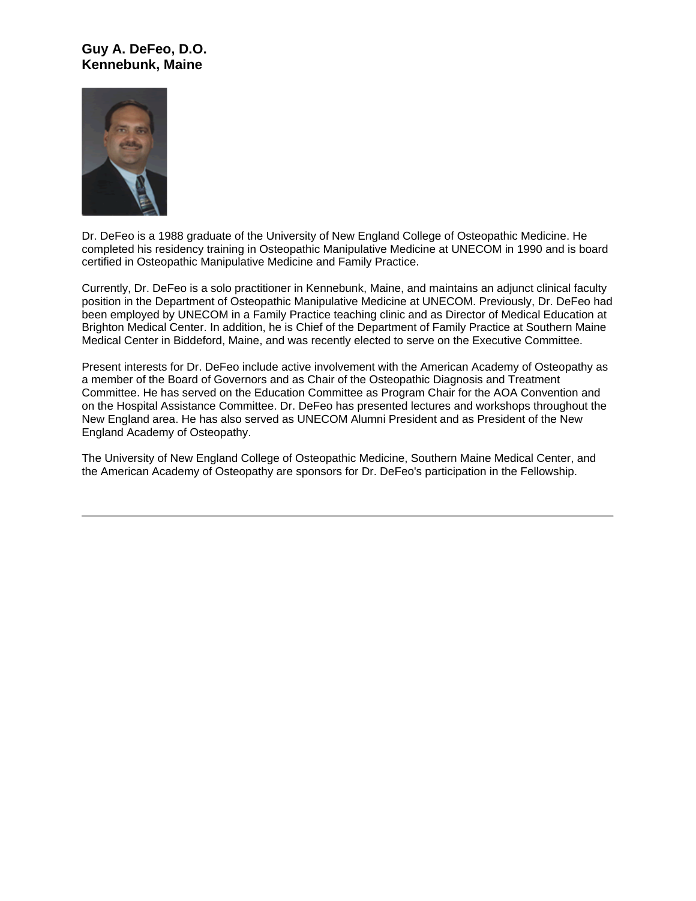**Guy A. DeFeo, D.O.**
**Kennebunk, Maine**

Dr. DeFeo is a 1988 graduate of the University of New England College of Osteopathic Medicine. He completed his residency training in Osteopathic Manipulative Medicine at UNECOM in 1990 and is board certified in Osteopathic Manipulative Medicine and Family Practice.

Currently, Dr. DeFeo is a solo practitioner in Kennebunk, Maine, and maintains an adjunct clinical faculty position in the Department of Osteopathic Manipulative Medicine at UNECOM. Previously, Dr. DeFeo had been employed by UNECOM in a Family Practice teaching clinic and as Director of Medical Education at Brighton Medical Center. In addition, he is Chief of the Department of Family Practice at Southern Maine Medical Center in Biddeford, Maine, and was recently elected to serve on the Executive Committee.

Present interests for Dr. DeFeo include active involvement with the American Academy of Osteopathy as a member of the Board of Governors and as Chair of the Osteopathic Diagnosis and Treatment Committee. He has served on the Education Committee as Program Chair for the AOA Convention and on the Hospital Assistance Committee. Dr. DeFeo has presented lectures and workshops throughout the New England area. He has also served as UNECOM Alumni President and as President of the New England Academy of Osteopathy.

The University of New England College of Osteopathic Medicine, Southern Maine Medical Center, and the American Academy of Osteopathy are sponsors for Dr. DeFeo's participation in the Fellowship.

---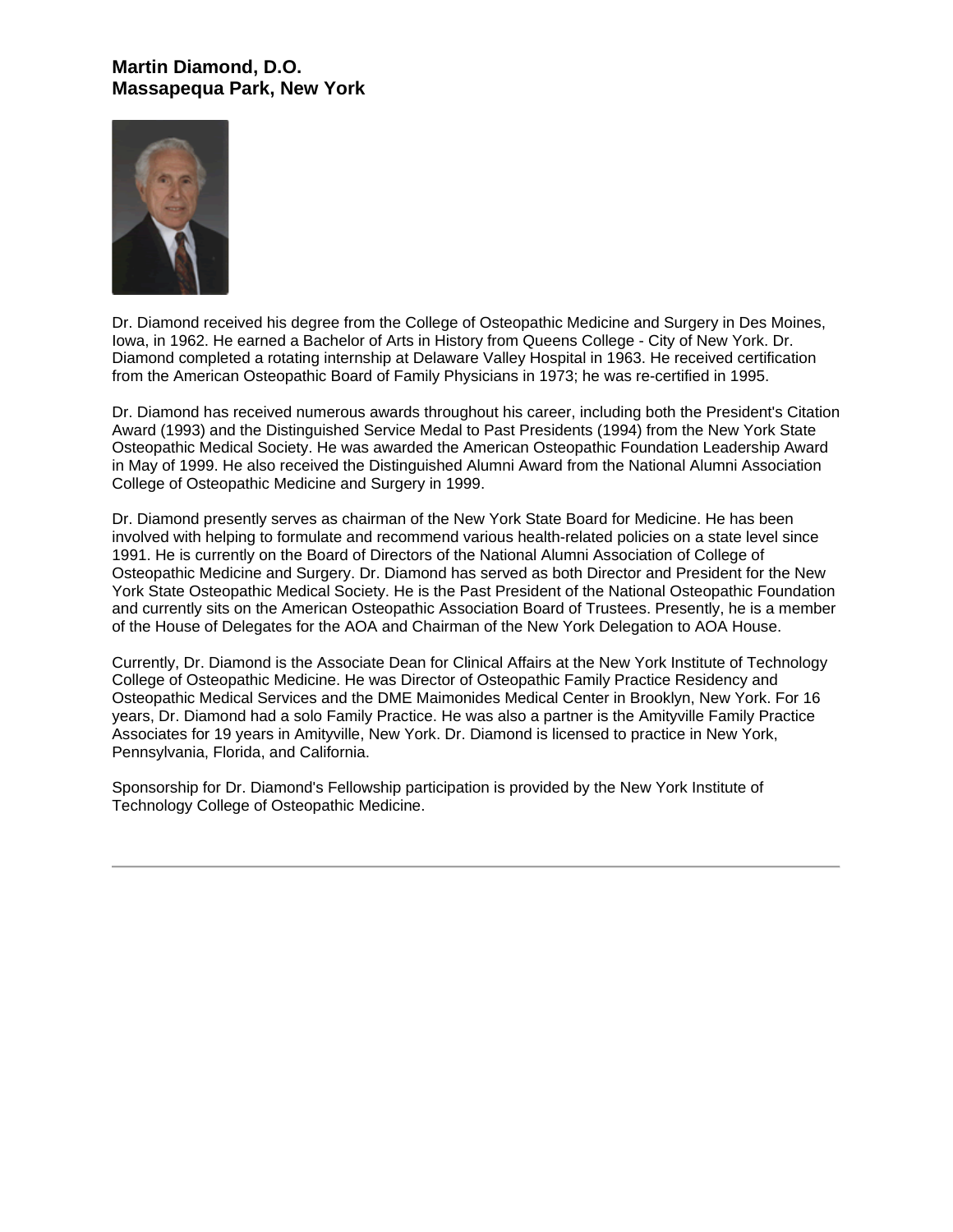**Martin Diamond, D.O.**
**Massapequa Park, New York**

Dr. Diamond received his degree from the College of Osteopathic Medicine and Surgery in Des Moines, Iowa, in 1962. He earned a Bachelor of Arts in History from Queens College - City of New York. Dr. Diamond completed a rotating internship at Delaware Valley Hospital in 1963. He received certification from the American Osteopathic Board of Family Physicians in 1973; he was re-certified in 1995.

Dr. Diamond has received numerous awards throughout his career, including both the President's Citation Award (1993) and the Distinguished Service Medal to Past Presidents (1994) from the New York State Osteopathic Medical Society. He was awarded the American Osteopathic Foundation Leadership Award in May of 1999. He also received the Distinguished Alumni Award from the National Alumni Association College of Osteopathic Medicine and Surgery in 1999.

Dr. Diamond presently serves as chairman of the New York State Board for Medicine. He has been involved with helping to formulate and recommend various health-related policies on a state level since 1991. He is currently on the Board of Directors of the National Alumni Association of College of Osteopathic Medicine and Surgery. Dr. Diamond has served as both Director and President for the New York State Osteopathic Medical Society. He is the Past President of the National Osteopathic Foundation and currently sits on the American Osteopathic Association Board of Trustees. Presently, he is a member of the House of Delegates for the AOA and Chairman of the New York Delegation to AOA House.

Currently, Dr. Diamond is the Associate Dean for Clinical Affairs at the New York Institute of Technology College of Osteopathic Medicine. He was Director of Osteopathic Family Practice Residency and Osteopathic Medical Services and the DME Maimonides Medical Center in Brooklyn, New York. For 16 years, Dr. Diamond had a solo Family Practice. He was also a partner is the Amityville Family Practice Associates for 19 years in Amityville, New York. Dr. Diamond is licensed to practice in New York, Pennsylvania, Florida, and California.

Sponsorship for Dr. Diamond's Fellowship participation is provided by the New York Institute of Technology College of Osteopathic Medicine.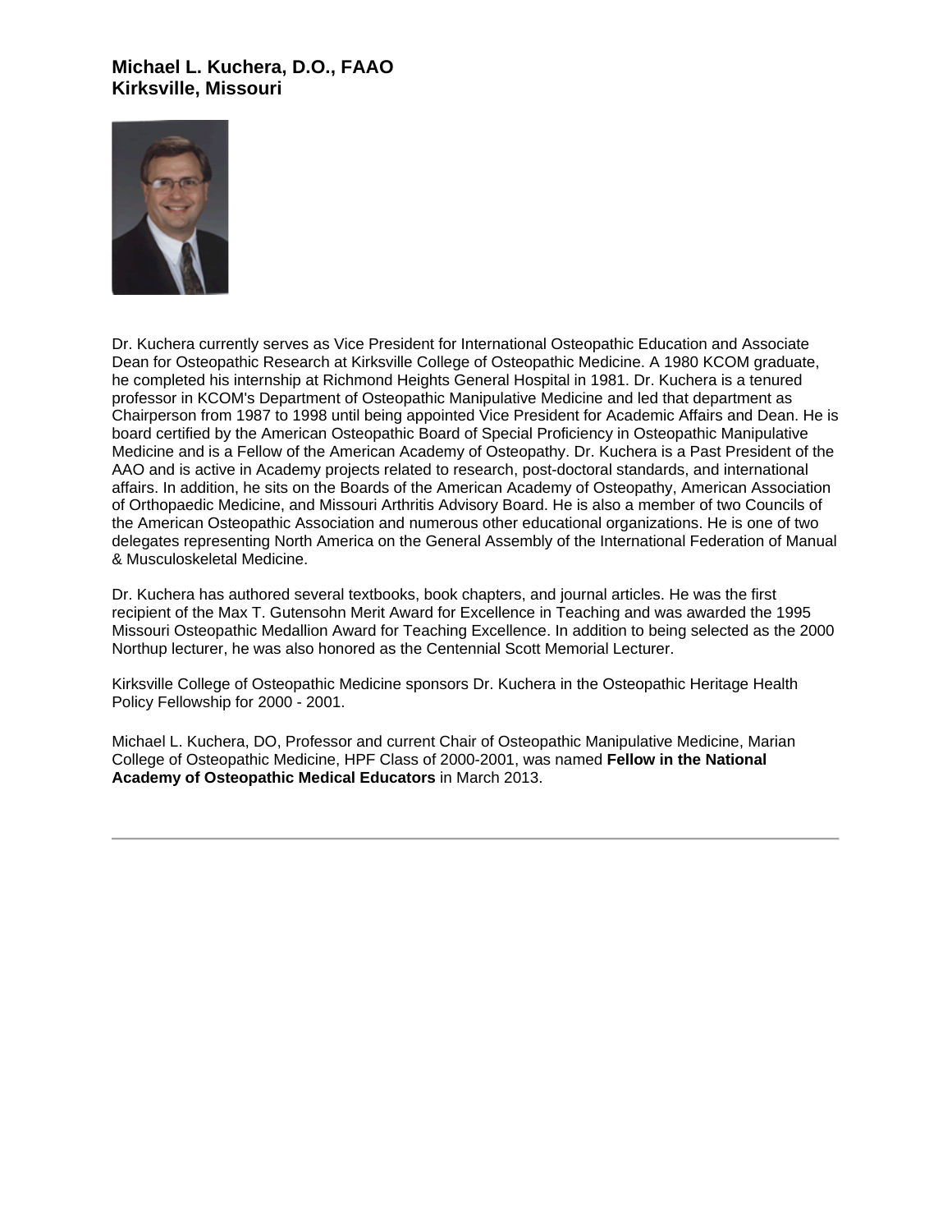**Michael L. Kuchera, D.O., FAAO**
**Kirksville, Missouri**

Dr. Kuchera currently serves as Vice President for International Osteopathic Education and Associate Dean for Osteopathic Research at Kirksville College of Osteopathic Medicine. A 1980 KCOM graduate, he completed his internship at Richmond Heights General Hospital in 1981. Dr. Kuchera is a tenured professor in KCOM's Department of Osteopathic Manipulative Medicine and led that department as Chairperson from 1987 to 1998 until being appointed Vice President for Academic Affairs and Dean. He is board certified by the American Osteopathic Board of Special Proficiency in Osteopathic Manipulative Medicine and is a Fellow of the American Academy of Osteopathy. Dr. Kuchera is a Past President of the AAO and is active in Academy projects related to research, post-doctoral standards, and international affairs. In addition, he sits on the Boards of the American Academy of Osteopathy, American Association of Orthopaedic Medicine, and Missouri Arthritis Advisory Board. He is also a member of two Councils of the American Osteopathic Association and numerous other educational organizations. He is one of two delegates representing North America on the General Assembly of the International Federation of Manual & Musculoskeletal Medicine.

Dr. Kuchera has authored several textbooks, book chapters, and journal articles. He was the first recipient of the Max T. Gutensohn Merit Award for Excellence in Teaching and was awarded the 1995 Missouri Osteopathic Medallion Award for Teaching Excellence. In addition to being selected as the 2000 Northup lecturer, he was also honored as the Centennial Scott Memorial Lecturer.

Kirksville College of Osteopathic Medicine sponsors Dr. Kuchera in the Osteopathic Heritage Health Policy Fellowship for 2000 - 2001.

Michael L. Kuchera, DO, Professor and current Chair of Osteopathic Manipulative Medicine, Marian College of Osteopathic Medicine, HPF Class of 2000-2001, was named **Fellow in the National Academy of Osteopathic Medical Educators** in March 2013.

---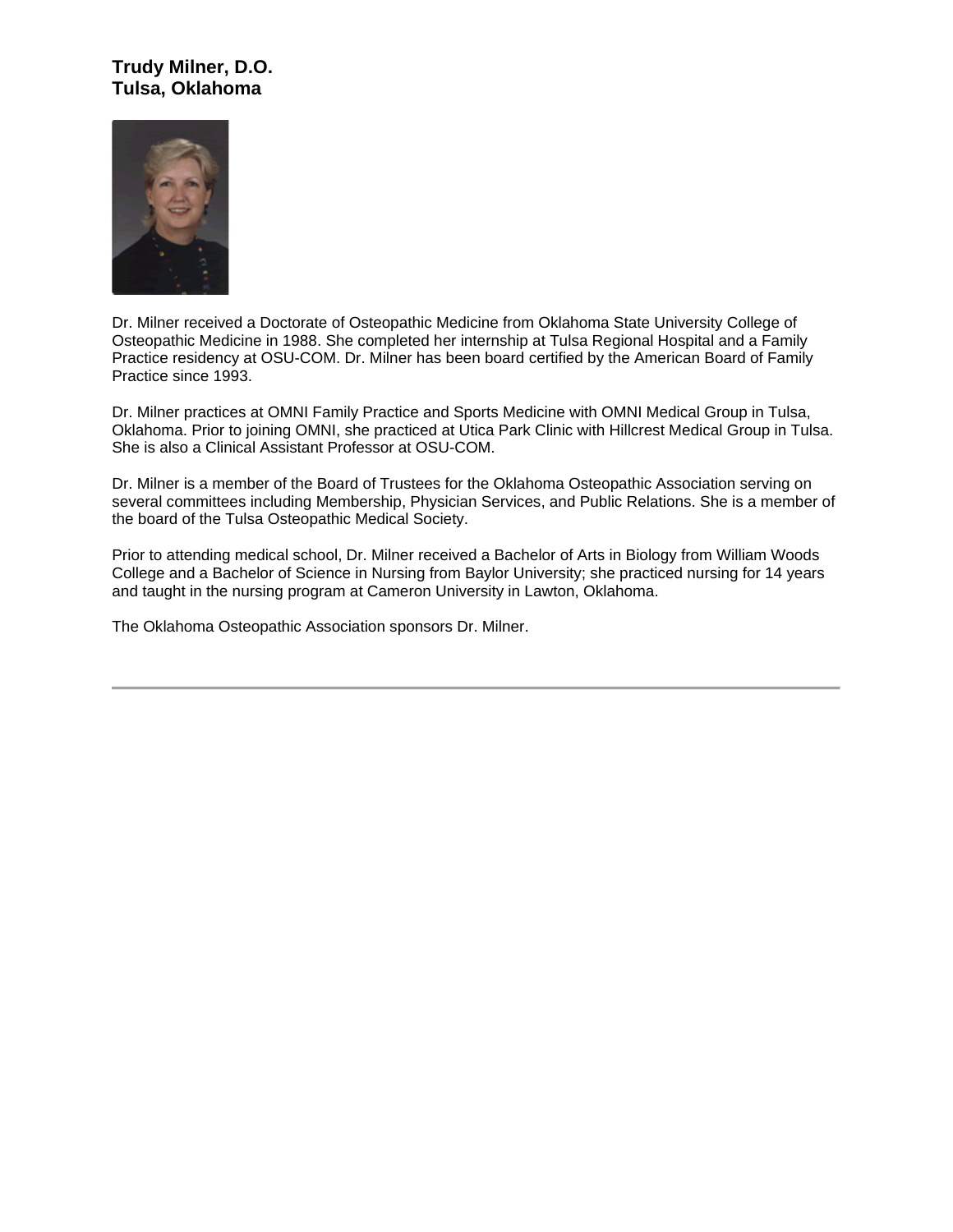**Trudy Milner, D.O.**
**Tulsa, Oklahoma**

Dr. Milner received a Doctorate of Osteopathic Medicine from Oklahoma State University College of Osteopathic Medicine in 1988. She completed her internship at Tulsa Regional Hospital and a Family Practice residency at OSU-COM. Dr. Milner has been board certified by the American Board of Family Practice since 1993.

Dr. Milner practices at OMNI Family Practice and Sports Medicine with OMNI Medical Group in Tulsa, Oklahoma. Prior to joining OMNI, she practiced at Utica Park Clinic with Hillcrest Medical Group in Tulsa. She is also a Clinical Assistant Professor at OSU-COM.

Dr. Milner is a member of the Board of Trustees for the Oklahoma Osteopathic Association serving on several committees including Membership, Physician Services, and Public Relations. She is a member of the board of the Tulsa Osteopathic Medical Society.

Prior to attending medical school, Dr. Milner received a Bachelor of Arts in Biology from William Woods College and a Bachelor of Science in Nursing from Baylor University; she practiced nursing for 14 years and taught in the nursing program at Cameron University in Lawton, Oklahoma.

The Oklahoma Osteopathic Association sponsors Dr. Milner.

---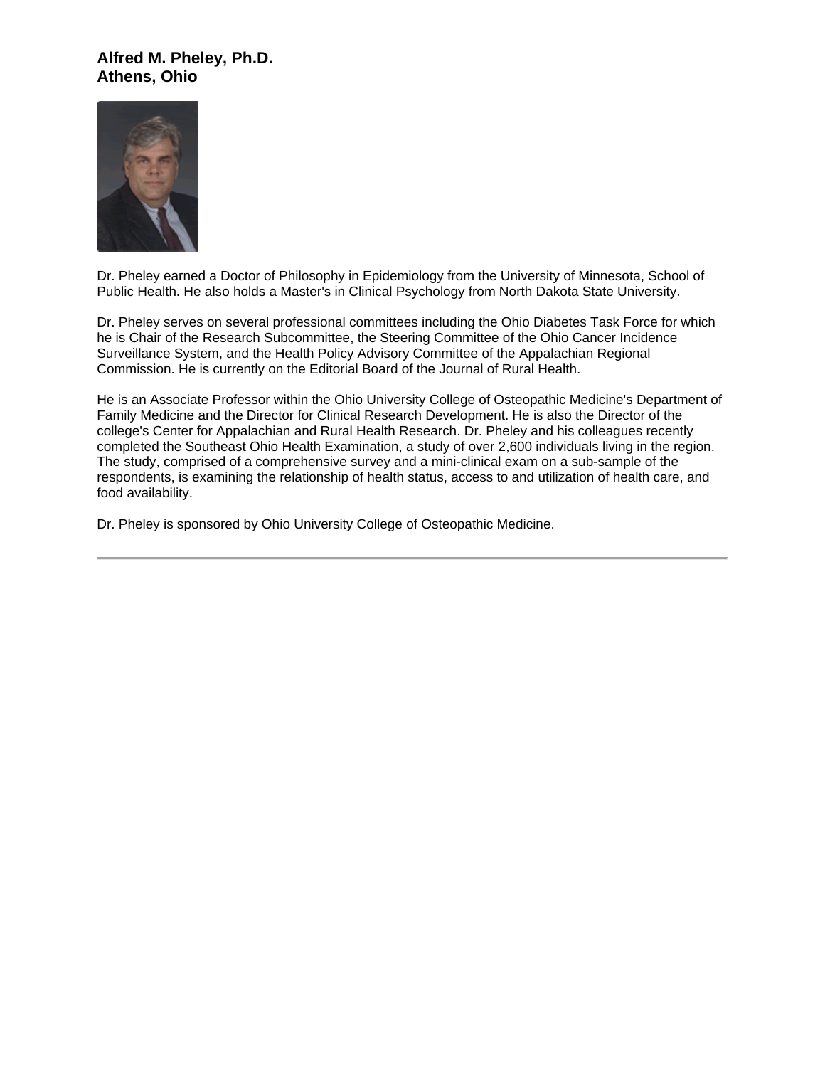### Alfred M. Pheley, Ph.D.
### Athens, Ohio

Dr. Pheley earned a Doctor of Philosophy in Epidemiology from the University of Minnesota, School of Public Health. He also holds a Master's in Clinical Psychology from North Dakota State University.

Dr. Pheley serves on several professional committees including the Ohio Diabetes Task Force for which he is Chair of the Research Subcommittee, the Steering Committee of the Ohio Cancer Incidence Surveillance System, and the Health Policy Advisory Committee of the Appalachian Regional Commission. He is currently on the Editorial Board of the Journal of Rural Health.

He is an Associate Professor within the Ohio University College of Osteopathic Medicine's Department of Family Medicine and the Director for Clinical Research Development. He is also the Director of the college's Center for Appalachian and Rural Health Research. Dr. Pheley and his colleagues recently completed the Southeast Ohio Health Examination, a study of over 2,600 individuals living in the region. The study, comprised of a comprehensive survey and a mini-clinical exam on a sub-sample of the respondents, is examining the relationship of health status, access to and utilization of health care, and food availability.

Dr. Pheley is sponsored by Ohio University College of Osteopathic Medicine.

---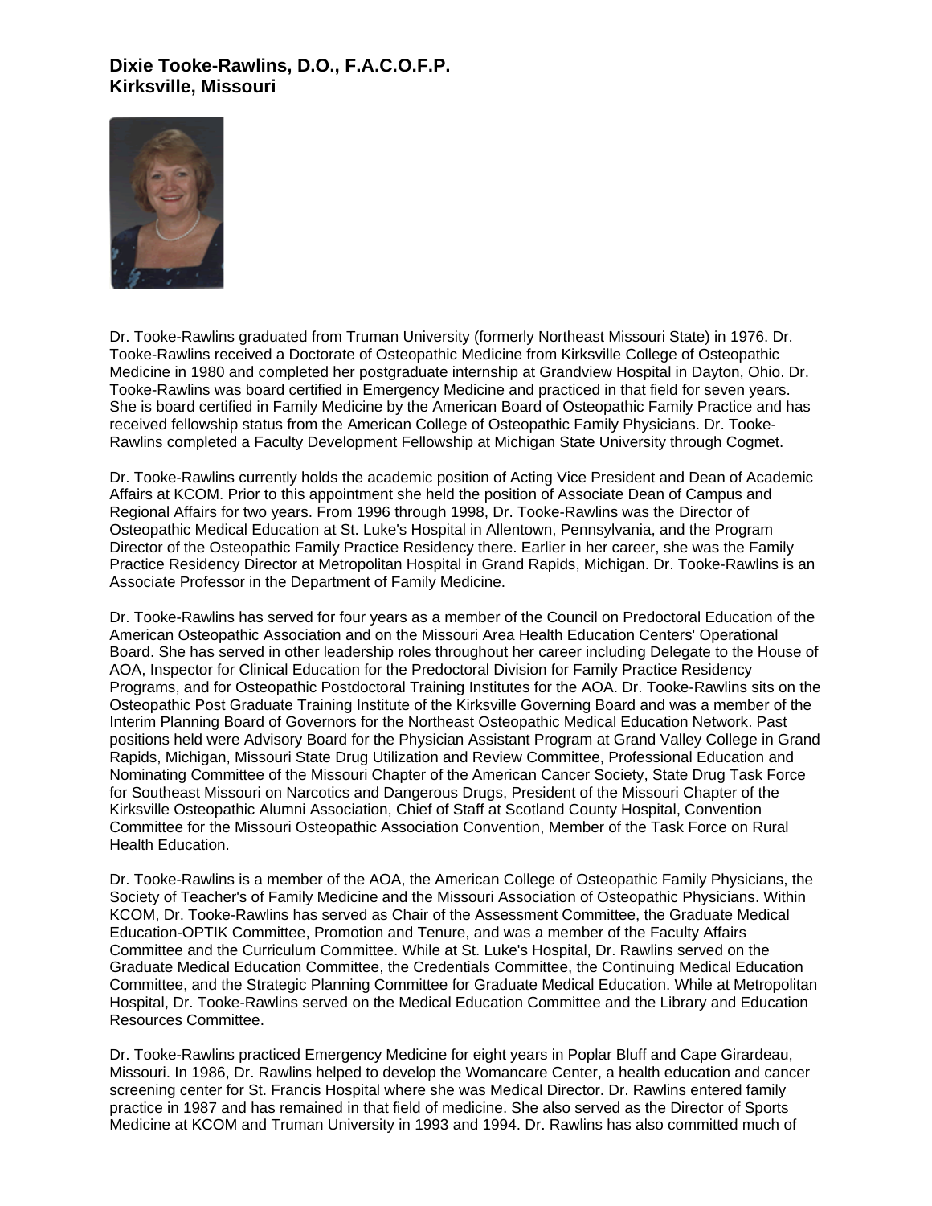**Dixie Tooke-Rawlins, D.O., F.A.C.O.F.P.**
**Kirksville, Missouri**

Dr. Tooke-Rawlins graduated from Truman University (formerly Northeast Missouri State) in 1976. Dr. Tooke-Rawlins received a Doctorate of Osteopathic Medicine from Kirksville College of Osteopathic Medicine in 1980 and completed her postgraduate internship at Grandview Hospital in Dayton, Ohio. Dr. Tooke-Rawlins was board certified in Emergency Medicine and practiced in that field for seven years. She is board certified in Family Medicine by the American Board of Osteopathic Family Practice and has received fellowship status from the American College of Osteopathic Family Physicians. Dr. Tooke-Rawlins completed a Faculty Development Fellowship at Michigan State University through Cogmet.

Dr. Tooke-Rawlins currently holds the academic position of Acting Vice President and Dean of Academic Affairs at KCOM. Prior to this appointment she held the position of Associate Dean of Campus and Regional Affairs for two years. From 1996 through 1998, Dr. Tooke-Rawlins was the Director of Osteopathic Medical Education at St. Luke's Hospital in Allentown, Pennsylvania, and the Program Director of the Osteopathic Family Practice Residency there. Earlier in her career, she was the Family Practice Residency Director at Metropolitan Hospital in Grand Rapids, Michigan. Dr. Tooke-Rawlins is an Associate Professor in the Department of Family Medicine.

Dr. Tooke-Rawlins has served for four years as a member of the Council on Predoctoral Education of the American Osteopathic Association and on the Missouri Area Health Education Centers' Operational Board. She has served in other leadership roles throughout her career including Delegate to the House of AOA, Inspector for Clinical Education for the Predoctoral Division for Family Practice Residency Programs, and for Osteopathic Postdoctoral Training Institutes for the AOA. Dr. Tooke-Rawlins sits on the Osteopathic Post Graduate Training Institute of the Kirksville Governing Board and was a member of the Interim Planning Board of Governors for the Northeast Osteopathic Medical Education Network. Past positions held were Advisory Board for the Physician Assistant Program at Grand Valley College in Grand Rapids, Michigan, Missouri State Drug Utilization and Review Committee, Professional Education and Nominating Committee of the Missouri Chapter of the American Cancer Society, State Drug Task Force for Southeast Missouri on Narcotics and Dangerous Drugs, President of the Missouri Chapter of the Kirksville Osteopathic Alumni Association, Chief of Staff at Scotland County Hospital, Convention Committee for the Missouri Osteopathic Association Convention, Member of the Task Force on Rural Health Education.

Dr. Tooke-Rawlins is a member of the AOA, the American College of Osteopathic Family Physicians, the Society of Teacher's of Family Medicine and the Missouri Association of Osteopathic Physicians. Within KCOM, Dr. Tooke-Rawlins has served as Chair of the Assessment Committee, the Graduate Medical Education-OPTIK Committee, Promotion and Tenure, and was a member of the Faculty Affairs Committee and the Curriculum Committee. While at St. Luke's Hospital, Dr. Rawlins served on the Graduate Medical Education Committee, the Credentials Committee, the Continuing Medical Education Committee, and the Strategic Planning Committee for Graduate Medical Education. While at Metropolitan Hospital, Dr. Tooke-Rawlins served on the Medical Education Committee and the Library and Education Resources Committee.

Dr. Tooke-Rawlins practiced Emergency Medicine for eight years in Poplar Bluff and Cape Girardeau, Missouri. In 1986, Dr. Rawlins helped to develop the Womancare Center, a health education and cancer screening center for St. Francis Hospital where she was Medical Director. Dr. Rawlins entered family practice in 1987 and has remained in that field of medicine. She also served as the Director of Sports Medicine at KCOM and Truman University in 1993 and 1994. Dr. Rawlins has also committed much of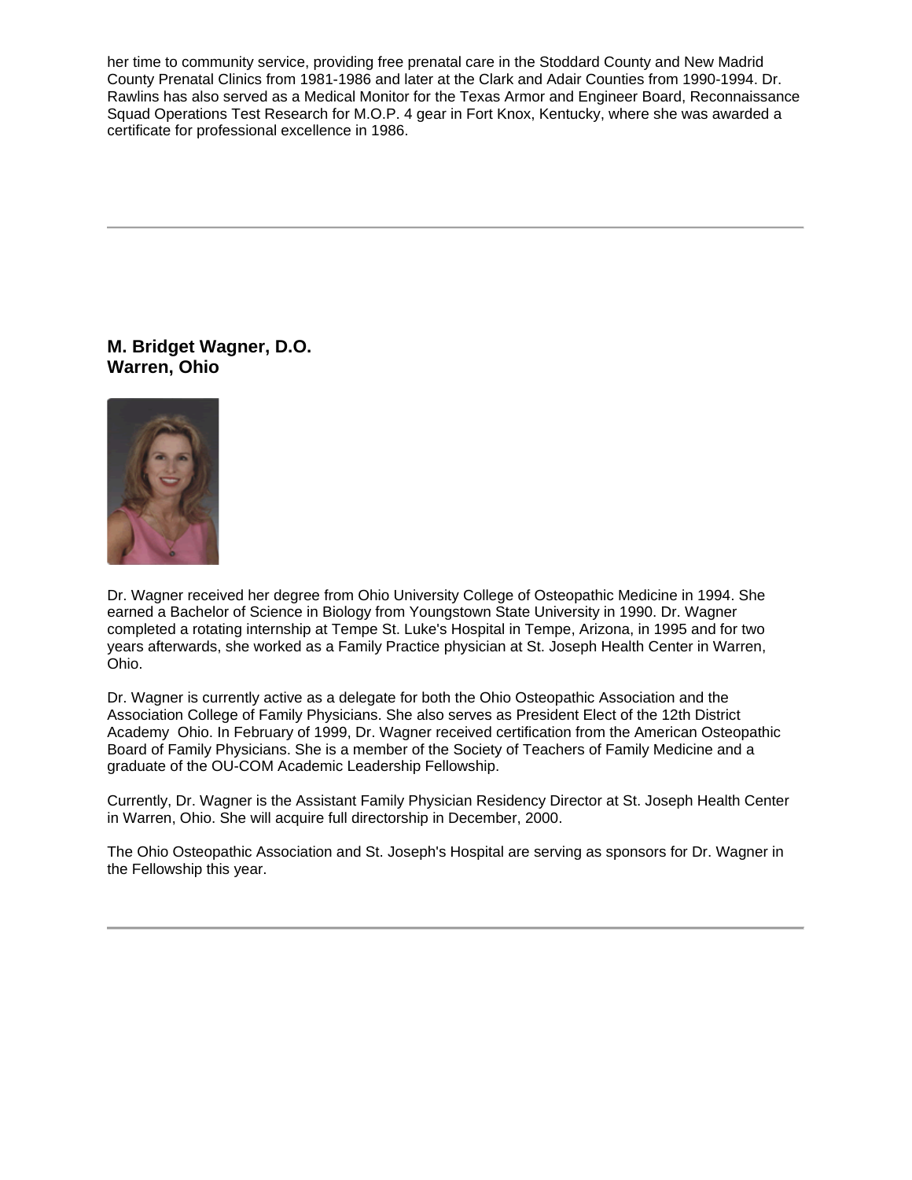her time to community service, providing free prenatal care in the Stoddard County and New Madrid County Prenatal Clinics from 1981-1986 and later at the Clark and Adair Counties from 1990-1994. Dr. Rawlins has also served as a Medical Monitor for the Texas Armor and Engineer Board, Reconnaissance Squad Operations Test Research for M.O.P. 4 gear in Fort Knox, Kentucky, where she was awarded a certificate for professional excellence in 1986.

---

### M. Bridget Wagner, D.O.
### Warren, Ohio

Dr. Wagner received her degree from Ohio University College of Osteopathic Medicine in 1994. She earned a Bachelor of Science in Biology from Youngstown State University in 1990. Dr. Wagner completed a rotating internship at Tempe St. Luke's Hospital in Tempe, Arizona, in 1995 and for two years afterwards, she worked as a Family Practice physician at St. Joseph Health Center in Warren, Ohio.

Dr. Wagner is currently active as a delegate for both the Ohio Osteopathic Association and the Association College of Family Physicians. She also serves as President Elect of the 12th District Academy Ohio. In February of 1999, Dr. Wagner received certification from the American Osteopathic Board of Family Physicians. She is a member of the Society of Teachers of Family Medicine and a graduate of the OU-COM Academic Leadership Fellowship.

Currently, Dr. Wagner is the Assistant Family Physician Residency Director at St. Joseph Health Center in Warren, Ohio. She will acquire full directorship in December, 2000.

The Ohio Osteopathic Association and St. Joseph's Hospital are serving as sponsors for Dr. Wagner in the Fellowship this year.

---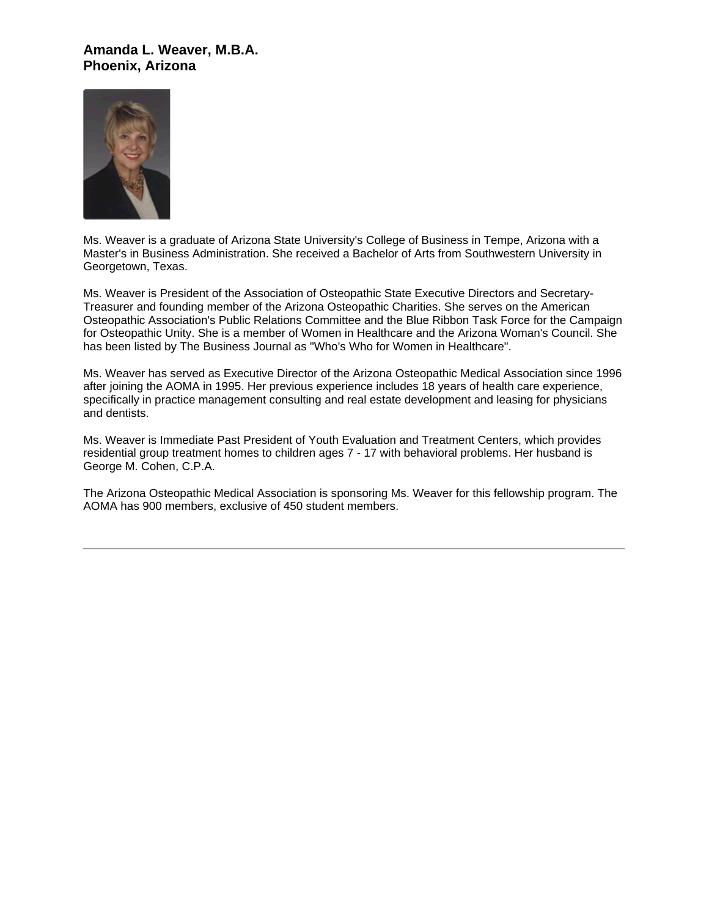**Amanda L. Weaver, M.B.A.**
**Phoenix, Arizona**

Ms. Weaver is a graduate of Arizona State University's College of Business in Tempe, Arizona with a Master's in Business Administration. She received a Bachelor of Arts from Southwestern University in Georgetown, Texas.

Ms. Weaver is President of the Association of Osteopathic State Executive Directors and Secretary-Treasurer and founding member of the Arizona Osteopathic Charities. She serves on the American Osteopathic Association's Public Relations Committee and the Blue Ribbon Task Force for the Campaign for Osteopathic Unity. She is a member of Women in Healthcare and the Arizona Woman's Council. She has been listed by The Business Journal as "Who's Who for Women in Healthcare".

Ms. Weaver has served as Executive Director of the Arizona Osteopathic Medical Association since 1996 after joining the AOMA in 1995. Her previous experience includes 18 years of health care experience, specifically in practice management consulting and real estate development and leasing for physicians and dentists.

Ms. Weaver is Immediate Past President of Youth Evaluation and Treatment Centers, which provides residential group treatment homes to children ages 7 - 17 with behavioral problems. Her husband is George M. Cohen, C.P.A.

The Arizona Osteopathic Medical Association is sponsoring Ms. Weaver for this fellowship program. The AOMA has 900 members, exclusive of 450 student members.

---